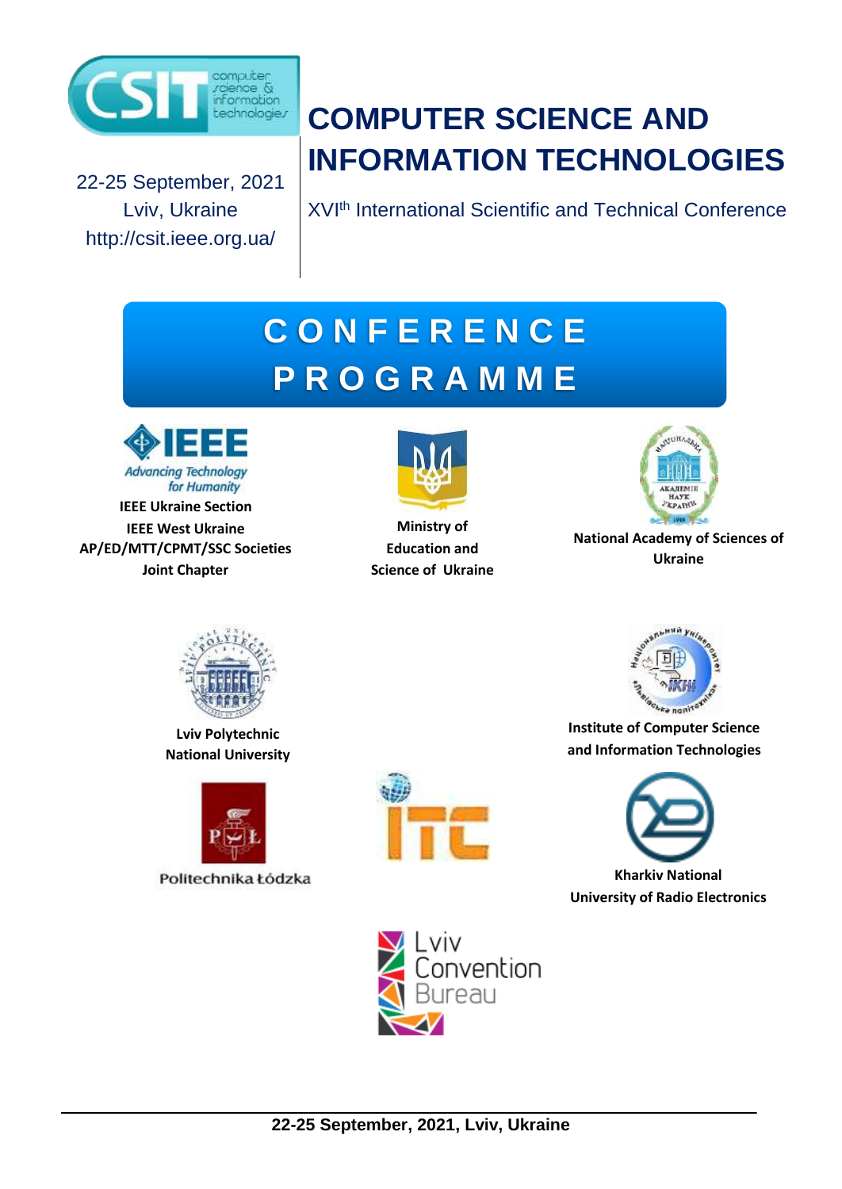# COMPUTER SCIENCE AND INFORMATION TECHNOLOGIES

XVI$^{th}$ International Scientific and Technical Conference

22-25 September, 2021
Lviv, Ukraine
http://csit.ieee.org.ua/

# CONFERENCE PROGRAMME

**IEEE Ukraine Section**
**IEEE West Ukraine AP/ED/MTT/CPMT/SSC Societies Joint Chapter**

**Ministry of Education and Science of Ukraine**

**National Academy of Sciences of Ukraine**

**Lviv Polytechnic National University**

**Institute of Computer Science and Information Technologies**

Politechnika Łódzka

**Kharkiv National University of Radio Electronics**

Lviv Convention Bureau

**22-25 September, 2021, Lviv, Ukraine**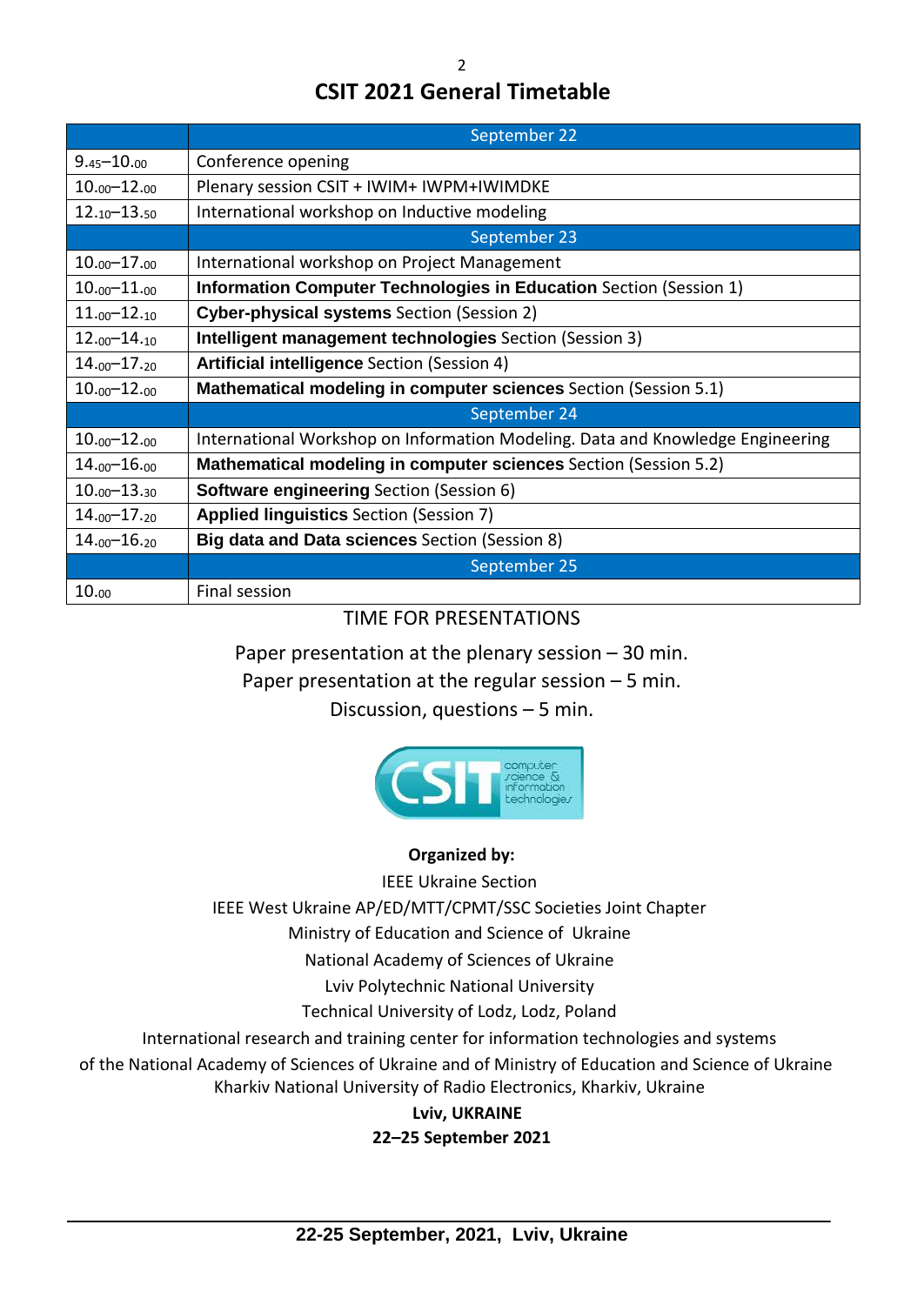# CSIT 2021 General Timetable

| | September 22 |
|---|---|
| $9._{45}$–$10._{00}$ | Conference opening |
| $10._{00}$–$12._{00}$ | Plenary session CSIT + IWIM+ IWPM+IWIMDKE |
| $12._{10}$–$13._{50}$ | International workshop on Inductive modeling |
| | **September 23** |
| $10._{00}$–$17._{00}$ | International workshop on Project Management |
| $10._{00}$–$11._{00}$ | **Information Computer Technologies in Education** Section (Session 1) |
| $11._{00}$–$12._{10}$ | **Cyber-physical systems** Section (Session 2) |
| $12._{00}$–$14._{10}$ | **Intelligent management technologies** Section (Session 3) |
| $14._{00}$–$17._{20}$ | **Artificial intelligence** Section (Session 4) |
| $10._{00}$–$12._{00}$ | **Mathematical modeling in computer sciences** Section (Session 5.1) |
| | **September 24** |
| $10._{00}$–$12._{00}$ | International Workshop on Information Modeling. Data and Knowledge Engineering |
| $14._{00}$–$16._{00}$ | **Mathematical modeling in computer sciences** Section (Session 5.2) |
| $10._{00}$–$13._{30}$ | **Software engineering** Section (Session 6) |
| $14._{00}$–$17._{20}$ | **Applied linguistics** Section (Session 7) |
| $14._{00}$–$16._{20}$ | **Big data and Data sciences** Section (Session 8) |
| | **September 25** |
| $10._{00}$ | Final session |

TIME FOR PRESENTATIONS

Paper presentation at the plenary session – 30 min.

Paper presentation at the regular session – 5 min.

Discussion, questions – 5 min.

**Organized by:**

IEEE Ukraine Section

IEEE West Ukraine AP/ED/MTT/CPMT/SSC Societies Joint Chapter

Ministry of Education and Science of Ukraine

National Academy of Sciences of Ukraine

Lviv Polytechnic National University

Technical University of Lodz, Lodz, Poland

International research and training center for information technologies and systems of the National Academy of Sciences of Ukraine and of Ministry of Education and Science of Ukraine

Kharkiv National University of Radio Electronics, Kharkiv, Ukraine

**Lviv, UKRAINE**

**22–25 September 2021**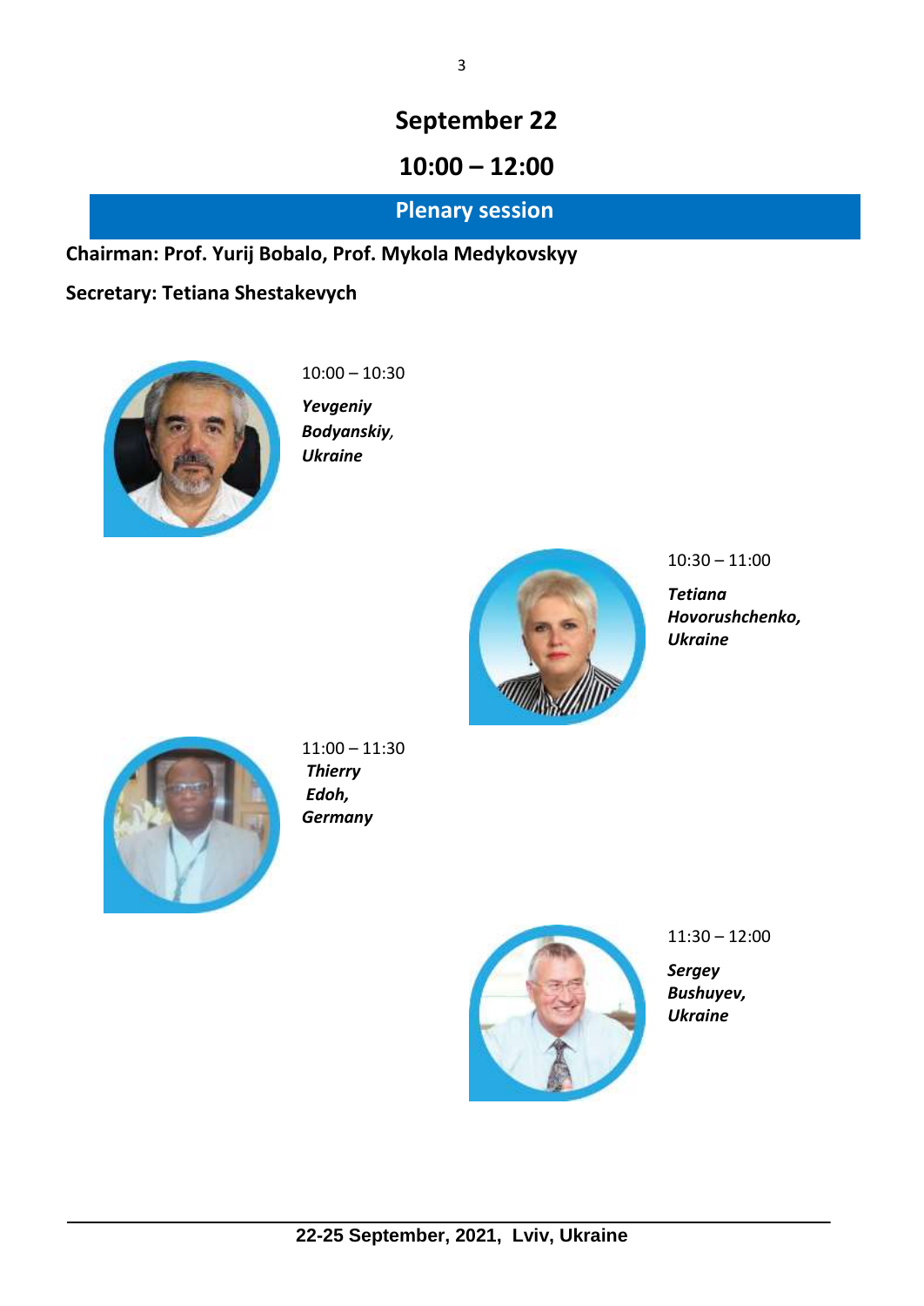# September 22

## 10:00 – 12:00

## Plenary session

**Chairman: Prof. Yurij Bobalo, Prof. Mykola Medykovskyy**

**Secretary: Tetiana Shestakevych**

10:00 – 10:30

***Yevgeniy Bodyanskiy, Ukraine***

10:30 – 11:00

***Tetiana Hovorushchenko, Ukraine***

11:00 – 11:30

***Thierry Edoh, Germany***

11:30 – 12:00

***Sergey Bushuyev, Ukraine***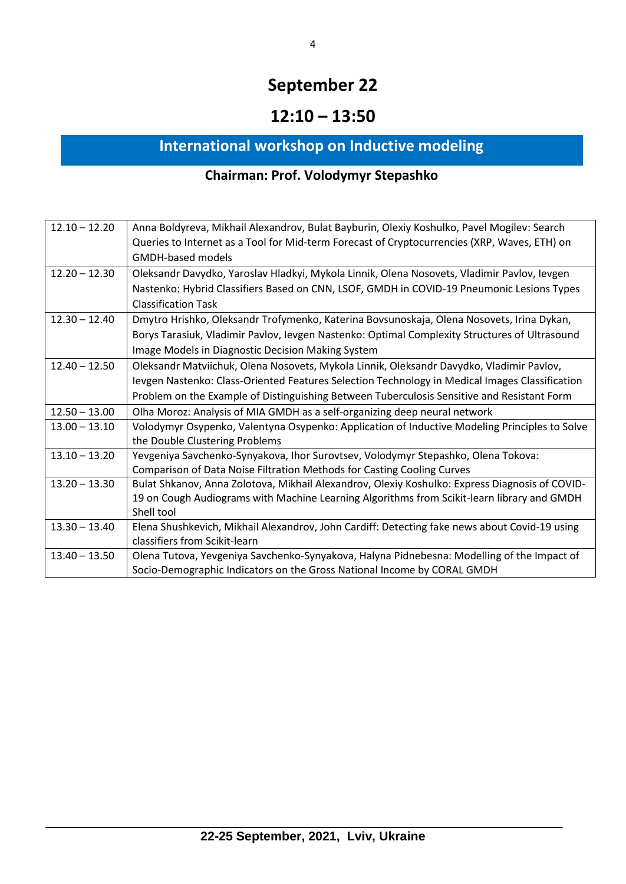# September 22

# 12:10 – 13:50

## International workshop on Inductive modeling

### Chairman: Prof. Volodymyr Stepashko

| | |
|---|---|
| 12.10 – 12.20 | Anna Boldyreva, Mikhail Alexandrov, Bulat Bayburin, Olexiy Koshulko, Pavel Mogilev: Search Queries to Internet as a Tool for Mid-term Forecast of Cryptocurrencies (XRP, Waves, ETH) on GMDH-based models |
| 12.20 – 12.30 | Oleksandr Davydko, Yaroslav Hladkyi, Mykola Linnik, Olena Nosovets, Vladimir Pavlov, Ievgen Nastenko: Hybrid Classifiers Based on CNN, LSOF, GMDH in COVID-19 Pneumonic Lesions Types Classification Task |
| 12.30 – 12.40 | Dmytro Hrishko, Oleksandr Trofymenko, Katerina Bovsunoskaja, Olena Nosovets, Irina Dykan, Borys Tarasiuk, Vladimir Pavlov, Ievgen Nastenko: Optimal Complexity Structures of Ultrasound Image Models in Diagnostic Decision Making System |
| 12.40 – 12.50 | Oleksandr Matviichuk, Olena Nosovets, Mykola Linnik, Oleksandr Davydko, Vladimir Pavlov, Ievgen Nastenko: Class-Oriented Features Selection Technology in Medical Images Classification Problem on the Example of Distinguishing Between Tuberculosis Sensitive and Resistant Form |
| 12.50 – 13.00 | Olha Moroz: Analysis of MIA GMDH as a self-organizing deep neural network |
| 13.00 – 13.10 | Volodymyr Osypenko, Valentyna Osypenko: Application of Inductive Modeling Principles to Solve the Double Clustering Problems |
| 13.10 – 13.20 | Yevgeniya Savchenko-Synyakova, Ihor Surovtsev, Volodymyr Stepashko, Olena Tokova: Comparison of Data Noise Filtration Methods for Casting Cooling Curves |
| 13.20 – 13.30 | Bulat Shkanov, Anna Zolotova, Mikhail Alexandrov, Olexiy Koshulko: Express Diagnosis of COVID-19 on Cough Audiograms with Machine Learning Algorithms from Scikit-learn library and GMDH Shell tool |
| 13.30 – 13.40 | Elena Shushkevich, Mikhail Alexandrov, John Cardiff: Detecting fake news about Covid-19 using classifiers from Scikit-learn |
| 13.40 – 13.50 | Olena Tutova, Yevgeniya Savchenko-Synyakova, Halyna Pidnebesna: Modelling of the Impact of Socio-Demographic Indicators on the Gross National Income by CORAL GMDH |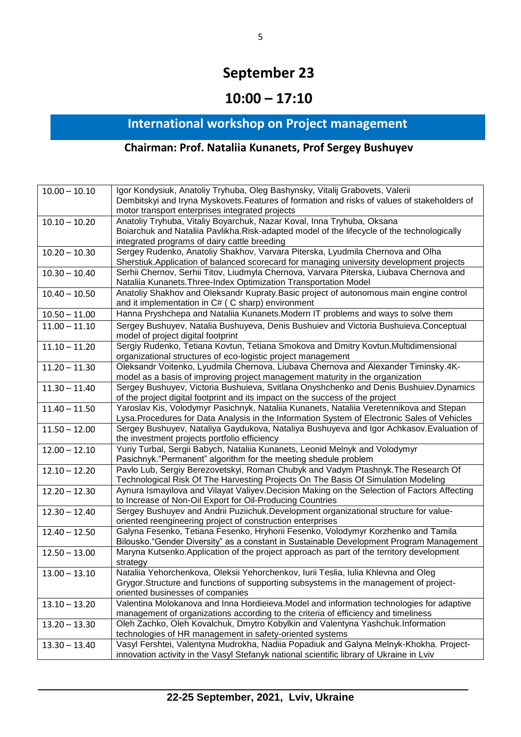# September 23

# 10:00 – 17:10

## International workshop on Project management

### Chairman: Prof. Nataliia Kunanets, Prof Sergey Bushuyev

| | |
|---|---|
| 10.00 – 10.10 | Igor Kondysiuk, Anatoliy Tryhuba, Oleg Bashynsky, Vitalij Grabovets, Valerii Dembitskyi and Iryna Myskovets.Features of formation and risks of values of stakeholders of motor transport enterprises integrated projects |
| 10.10 – 10.20 | Anatoliy Tryhuba, Vitaliy Boyarchuk, Nazar Koval, Inna Tryhuba, Oksana Boiarchuk and Nataliia Pavlikha.Risk-adapted model of the lifecycle of the technologically integrated programs of dairy cattle breeding |
| 10.20 – 10.30 | Sergey Rudenko, Anatoliy Shakhov, Varvara Piterska, Lyudmila Chernova and Olha Sherstiuk.Application of balanced scorecard for managing university development projects |
| 10.30 – 10.40 | Serhii Chernov, Serhii Titov, Liudmyla Chernova, Varvara Piterska, Liubava Chernova and Nataliia Kunanets.Three-Index Optimization Transportation Model |
| 10.40 – 10.50 | Anatoliy Shakhov and Oleksandr Kupraty.Basic project of autonomous main engine control and it implementation in C# ( C sharp) environment |
| 10.50 – 11.00 | Hanna Pryshchepa and Nataliia Kunanets.Modern IT problems and ways to solve them |
| 11.00 – 11.10 | Sergey Bushuyev, Natalia Bushuyeva, Denis Bushuiev and Victoria Bushuieva.Conceptual model of project digital footprint |
| 11.10 – 11.20 | Sergiy Rudenko, Tetiana Kovtun, Tetiana Smokova and Dmitry Kovtun.Multidimensional organizational structures of eco-logistic project management |
| 11.20 – 11.30 | Oleksandr Voitenko, Lyudmila Chernova, Liubava Chernova and Alexander Timinsky.4K-model as a basis of improving project management maturity in the organization |
| 11.30 – 11.40 | Sergey Bushuyev, Victoria Bushuieva, Svitlana Onyshchenko and Denis Bushuiev.Dynamics of the project digital footprint and its impact on the success of the project |
| 11.40 – 11.50 | Yaroslav Kis, Volodymyr Pasichnyk, Nataliia Kunanets, Nataliia Veretennikova and Stepan Lysa.Procedures for Data Analysis in the Information System of Electronic Sales of Vehicles |
| 11.50 – 12.00 | Sergey Bushuyev, Nataliya Gaydukova, Nataliya Bushuyeva and Igor Achkasov.Evaluation of the investment projects portfolio efficiency |
| 12.00 – 12.10 | Yuriy Turbal, Sergii Babych, Nataliia Kunanets, Leonid Melnyk and Volodymyr Pasichnyk."Permanent" algorithm for the meeting shedule problem |
| 12.10 – 12.20 | Pavlo Lub, Sergiy Berezovetskyi, Roman Chubyk and Vadym Ptashnyk.The Research Of Technological Risk Of The Harvesting Projects On The Basis Of Simulation Modeling |
| 12.20 – 12.30 | Aynura Ismayilova and Vilayat Valiyev.Decision Making on the Selection of Factors Affecting to Increase of Non-Oil Export for Oil-Producing Countries |
| 12.30 – 12.40 | Sergey Bushuyev and Andrii Puziichuk.Development organizational structure for value-oriented reengineering project of construction enterprises |
| 12.40 – 12.50 | Galyna Fesenko, Tetiana Fesenko, Hryhorii Fesenko, Volodymyr Korzhenko and Tamila Bilousko."Gender Diversity" as a constant in Sustainable Development Program Management |
| 12.50 – 13.00 | Maryna Kutsenko.Application of the project approach as part of the territory development strategy |
| 13.00 – 13.10 | Nataliia Yehorchenkova, Oleksii Yehorchenkov, Iurii Teslia, Iulia Khlevna and Oleg Grygor.Structure and functions of supporting subsystems in the management of project-oriented businesses of companies |
| 13.10 – 13.20 | Valentina Molokanova and Inna Hordieieva.Model and information technologies for adaptive management of organizations according to the criteria of efficiency and timeliness |
| 13.20 – 13.30 | Oleh Zachko, Oleh Kovalchuk, Dmytro Kobylkin and Valentyna Yashchuk.Information technologies of HR management in safety-oriented systems |
| 13.30 – 13.40 | Vasyl Fershtei, Valentyna Mudrokha, Nadiia Popadiuk and Galyna Melnyk-Khokha. Project-innovation activity in the Vasyl Stefanyk national scientific library of Ukraine in Lviv |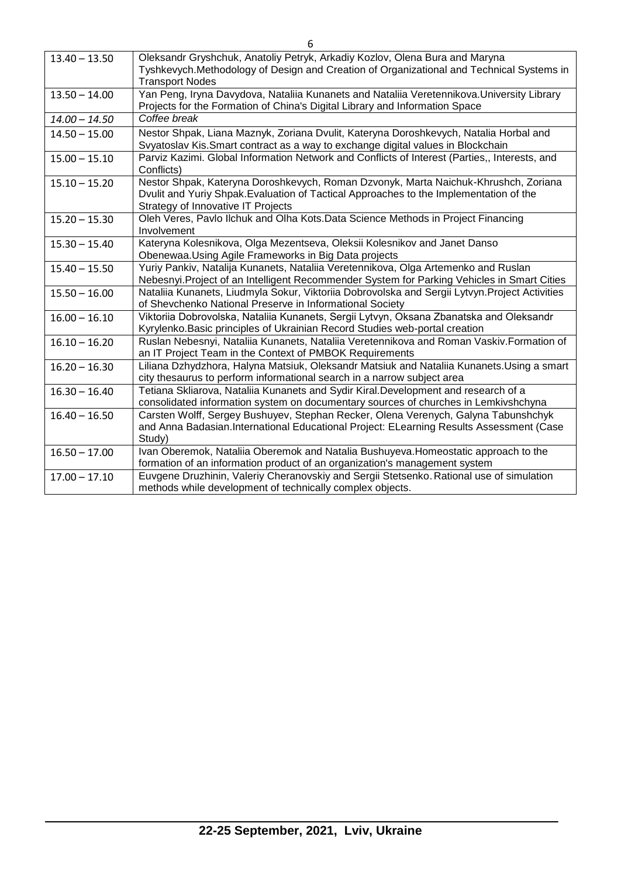| | |
|---|---|
| 13.40 – 13.50 | Oleksandr Gryshchuk, Anatoliy Petryk, Arkadiy Kozlov, Olena Bura and Maryna Tyshkevych.Methodology of Design and Creation of Organizational and Technical Systems in Transport Nodes |
| 13.50 – 14.00 | Yan Peng, Iryna Davydova, Nataliia Kunanets and Nataliia Veretennikova.University Library Projects for the Formation of China's Digital Library and Information Space |
| *14.00 – 14.50* | *Coffee break* |
| 14.50 – 15.00 | Nestor Shpak, Liana Maznyk, Zoriana Dvulit, Kateryna Doroshkevych, Natalia Horbal and Svyatoslav Kis.Smart contract as a way to exchange digital values in Blockchain |
| 15.00 – 15.10 | Parviz Kazimi. Global Information Network and Conflicts of Interest (Parties,, Interests, and Conflicts) |
| 15.10 – 15.20 | Nestor Shpak, Kateryna Doroshkevych, Roman Dzvonyk, Marta Naichuk-Khrushch, Zoriana Dvulit and Yuriy Shpak.Evaluation of Tactical Approaches to the Implementation of the Strategy of Innovative IT Projects |
| 15.20 – 15.30 | Oleh Veres, Pavlo Ilchuk and Olha Kots.Data Science Methods in Project Financing Involvement |
| 15.30 – 15.40 | Kateryna Kolesnikova, Olga Mezentseva, Oleksii Kolesnikov and Janet Danso Obenewaa.Using Agile Frameworks in Big Data projects |
| 15.40 – 15.50 | Yuriy Pankiv, Natalija Kunanets, Nataliia Veretennikova, Olga Artemenko and Ruslan Nebesnyi.Project of an Intelligent Recommender System for Parking Vehicles in Smart Cities |
| 15.50 – 16.00 | Nataliia Kunanets, Liudmyla Sokur, Viktoriia Dobrovolska and Sergii Lytvyn.Project Activities of Shevchenko National Preserve in Informational Society |
| 16.00 – 16.10 | Viktoriia Dobrovolska, Nataliia Kunanets, Sergii Lytvyn, Oksana Zbanatska and Oleksandr Kyrylenko.Basic principles of Ukrainian Record Studies web-portal creation |
| 16.10 – 16.20 | Ruslan Nebesnyi, Nataliia Kunanets, Nataliia Veretennikova and Roman Vaskiv.Formation of an IT Project Team in the Context of PMBOK Requirements |
| 16.20 – 16.30 | Liliana Dzhydzhora, Halyna Matsiuk, Oleksandr Matsiuk and Nataliia Kunanets.Using a smart city thesaurus to perform informational search in a narrow subject area |
| 16.30 – 16.40 | Tetiana Skliarova, Nataliia Kunanets and Sydir Kiral.Development and research of a consolidated information system on documentary sources of churches in Lemkivshchyna |
| 16.40 – 16.50 | Carsten Wolff, Sergey Bushuyev, Stephan Recker, Olena Verenych, Galyna Tabunshchyk and Anna Badasian.International Educational Project: ELearning Results Assessment (Case Study) |
| 16.50 – 17.00 | Ivan Oberemok, Nataliia Oberemok and Natalia Bushuyeva.Homeostatic approach to the formation of an information product of an organization's management system |
| 17.00 – 17.10 | Euvgene Druzhinin, Valeriy Cheranovskiy and Sergii Stetsenko. Rational use of simulation methods while development of technically complex objects. |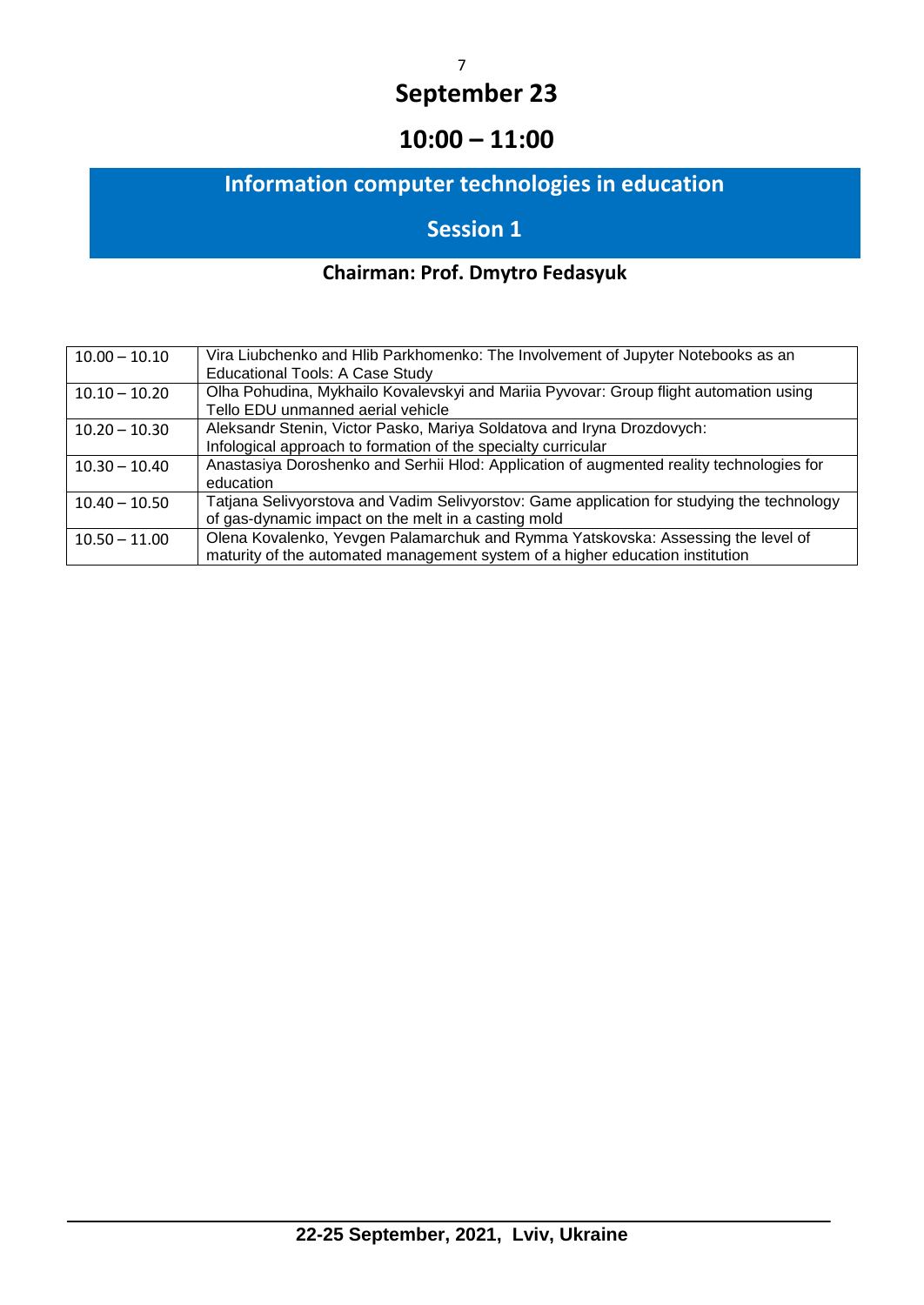# September 23

## 10:00 – 11:00

## Information computer technologies in education

## Session 1

**Chairman: Prof. Dmytro Fedasyuk**

| | |
|---|---|
| 10.00 – 10.10 | Vira Liubchenko and Hlib Parkhomenko: The Involvement of Jupyter Notebooks as an Educational Tools: A Case Study |
| 10.10 – 10.20 | Olha Pohudina, Mykhailo Kovalevskyi and Mariia Pyvovar: Group flight automation using Tello EDU unmanned aerial vehicle |
| 10.20 – 10.30 | Aleksandr Stenin, Victor Pasko, Mariya Soldatova and Iryna Drozdovych: Infological approach to formation of the specialty curricular |
| 10.30 – 10.40 | Anastasiya Doroshenko and Serhii Hlod: Application of augmented reality technologies for education |
| 10.40 – 10.50 | Tatjana Selivyorstova and Vadim Selivyorstov: Game application for studying the technology of gas-dynamic impact on the melt in a casting mold |
| 10.50 – 11.00 | Olena Kovalenko, Yevgen Palamarchuk and Rymma Yatskovska: Assessing the level of maturity of the automated management system of a higher education institution |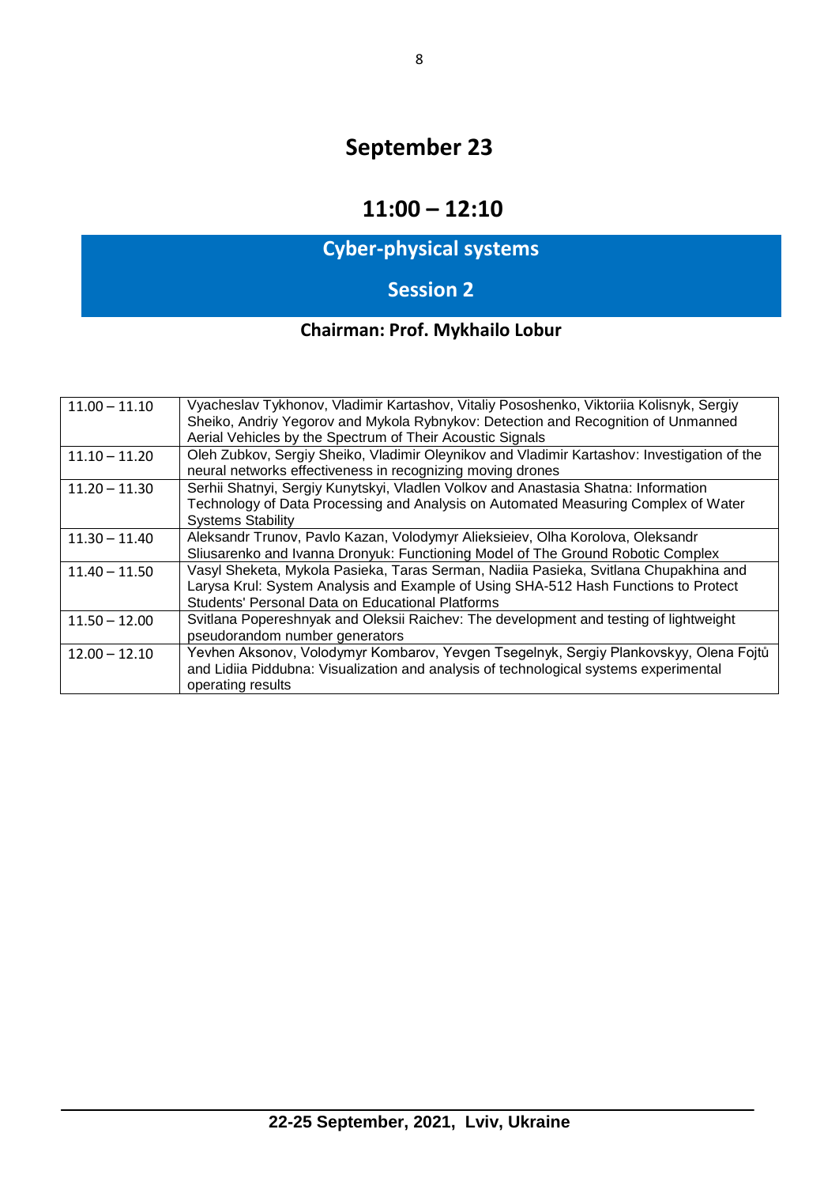# September 23

## 11:00 – 12:10

## Cyber-physical systems

## Session 2

**Chairman: Prof. Mykhailo Lobur**

| | |
|---|---|
| 11.00 – 11.10 | Vyacheslav Tykhonov, Vladimir Kartashov, Vitaliy Pososhenko, Viktoriia Kolisnyk, Sergiy Sheiko, Andriy Yegorov and Mykola Rybnykov: Detection and Recognition of Unmanned Aerial Vehicles by the Spectrum of Their Acoustic Signals |
| 11.10 – 11.20 | Oleh Zubkov, Sergiy Sheiko, Vladimir Oleynikov and Vladimir Kartashov: Investigation of the neural networks effectiveness in recognizing moving drones |
| 11.20 – 11.30 | Serhii Shatnyi, Sergiy Kunytskyi, Vladlen Volkov and Anastasia Shatna: Information Technology of Data Processing and Analysis on Automated Measuring Complex of Water Systems Stability |
| 11.30 – 11.40 | Aleksandr Trunov, Pavlo Kazan, Volodymyr Alieksieiev, Olha Korolova, Oleksandr Sliusarenko and Ivanna Dronyuk: Functioning Model of The Ground Robotic Complex |
| 11.40 – 11.50 | Vasyl Sheketa, Mykola Pasieka, Taras Serman, Nadiia Pasieka, Svitlana Chupakhina and Larysa Krul: System Analysis and Example of Using SHA-512 Hash Functions to Protect Students' Personal Data on Educational Platforms |
| 11.50 – 12.00 | Svitlana Popereshnyak and Oleksii Raichev: The development and testing of lightweight pseudorandom number generators |
| 12.00 – 12.10 | Yevhen Aksonov, Volodymyr Kombarov, Yevgen Tsegelnyk, Sergiy Plankovskyy, Olena Fojtů and Lidiia Piddubna: Visualization and analysis of technological systems experimental operating results |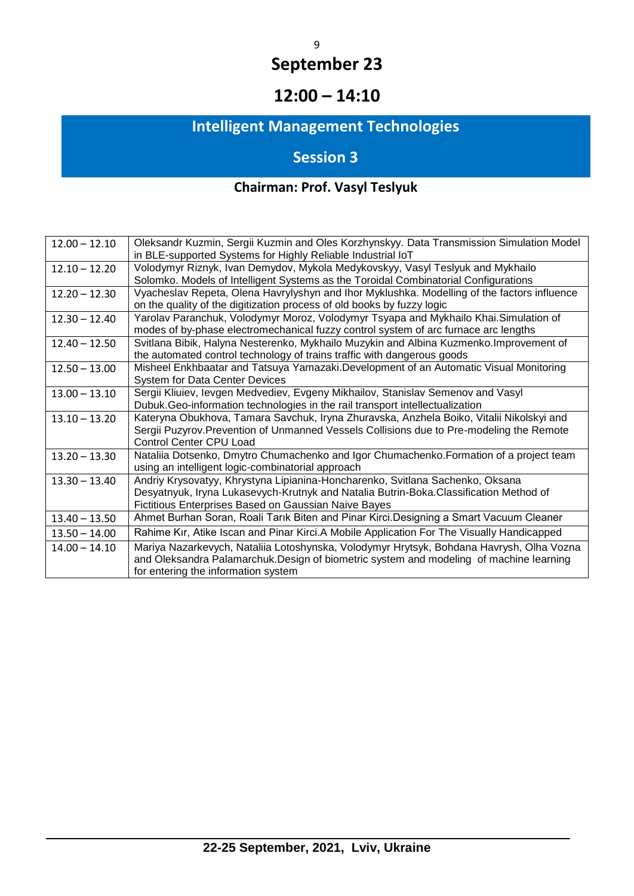# September 23

# 12:00 – 14:10

## Intelligent Management Technologies

## Session 3

### Chairman: Prof. Vasyl Teslyuk

| | |
|---|---|
| 12.00 – 12.10 | Oleksandr Kuzmin, Sergii Kuzmin and Oles Korzhynskyy. Data Transmission Simulation Model in BLE-supported Systems for Highly Reliable Industrial IoT |
| 12.10 – 12.20 | Volodymyr Riznyk, Ivan Demydov, Mykola Medykovskyy, Vasyl Teslyuk and Mykhailo Solomko. Models of Intelligent Systems as the Toroidal Combinatorial Configurations |
| 12.20 – 12.30 | Vyacheslav Repeta, Olena Havrylyshyn and Ihor Myklushka. Modelling of the factors influence on the quality of the digitization process of old books by fuzzy logic |
| 12.30 – 12.40 | Yarolav Paranchuk, Volodymyr Moroz, Volodymyr Tsyapa and Mykhailo Khai.Simulation of modes of by-phase electromechanical fuzzy control system of arc furnace arc lengths |
| 12.40 – 12.50 | Svitlana Bibik, Halyna Nesterenko, Mykhailo Muzykin and Albina Kuzmenko.Improvement of the automated control technology of trains traffic with dangerous goods |
| 12.50 – 13.00 | Misheel Enkhbaatar and Tatsuya Yamazaki.Development of an Automatic Visual Monitoring System for Data Center Devices |
| 13.00 – 13.10 | Sergii Kliuiev, Ievgen Medvediev, Evgeny Mikhailov, Stanislav Semenov and Vasyl Dubuk.Geo-information technologies in the rail transport intellectualization |
| 13.10 – 13.20 | Kateryna Obukhova, Tamara Savchuk, Iryna Zhuravska, Anzhela Boiko, Vitalii Nikolskyi and Sergii Puzyrov.Prevention of Unmanned Vessels Collisions due to Pre-modeling the Remote Control Center CPU Load |
| 13.20 – 13.30 | Nataliia Dotsenko, Dmytro Chumachenko and Igor Chumachenko.Formation of a project team using an intelligent logic-combinatorial approach |
| 13.30 – 13.40 | Andriy Krysovatyy, Khrystyna Lipianina-Honcharenko, Svitlana Sachenko, Oksana Desyatnyuk, Iryna Lukasevych-Krutnyk and Natalia Butrin-Boka.Classification Method of Fictitious Enterprises Based on Gaussian Naive Bayes |
| 13.40 – 13.50 | Ahmet Burhan Soran, Roali Tarık Biten and Pinar Kirci.Designing a Smart Vacuum Cleaner |
| 13.50 – 14.00 | Rahime Kır, Atike Iscan and Pinar Kirci.A Mobile Application For The Visually Handicapped |
| 14.00 – 14.10 | Mariya Nazarkevych, Nataliia Lotoshynska, Volodymyr Hrytsyk, Bohdana Havrysh, Olha Vozna and Oleksandra Palamarchuk.Design of biometric system and modeling of machine learning for entering the information system |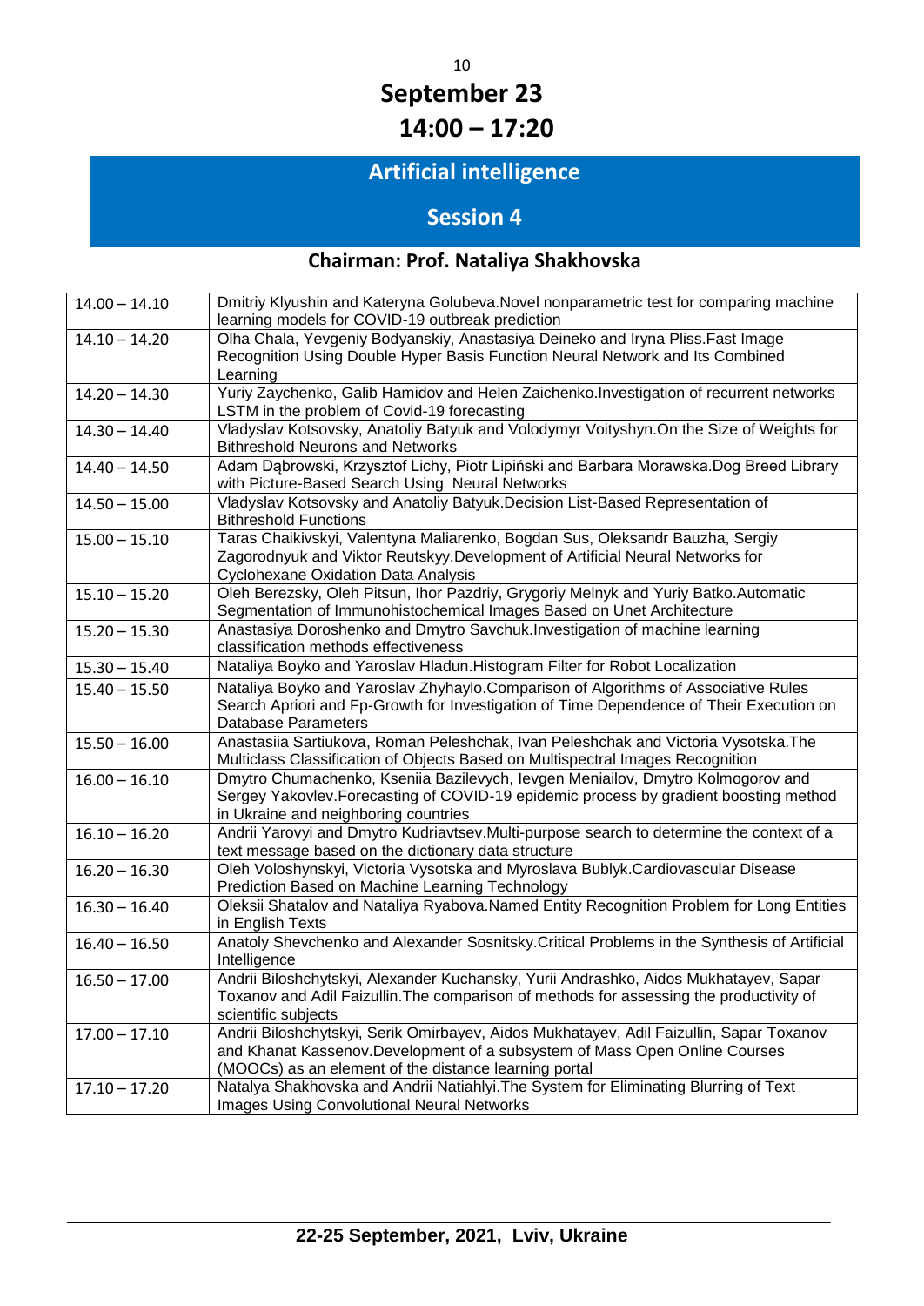## September 23

## 14:00 – 17:20

## Artificial intelligence

## Session 4

### Chairman: Prof. Nataliya Shakhovska

| | |
|---|---|
| 14.00 – 14.10 | Dmitriy Klyushin and Kateryna Golubeva.Novel nonparametric test for comparing machine learning models for COVID-19 outbreak prediction |
| 14.10 – 14.20 | Olha Chala, Yevgeniy Bodyanskiy, Anastasiya Deineko and Iryna Pliss.Fast Image Recognition Using Double Hyper Basis Function Neural Network and Its Combined Learning |
| 14.20 – 14.30 | Yuriy Zaychenko, Galib Hamidov and Helen Zaichenko.Investigation of recurrent networks LSTM in the problem of Covid-19 forecasting |
| 14.30 – 14.40 | Vladyslav Kotsovsky, Anatoliy Batyuk and Volodymyr Voityshyn.On the Size of Weights for Bithreshold Neurons and Networks |
| 14.40 – 14.50 | Adam Dąbrowski, Krzysztof Lichy, Piotr Lipiński and Barbara Morawska.Dog Breed Library with Picture-Based Search Using Neural Networks |
| 14.50 – 15.00 | Vladyslav Kotsovsky and Anatoliy Batyuk.Decision List-Based Representation of Bithreshold Functions |
| 15.00 – 15.10 | Taras Chaikivskyi, Valentyna Maliarenko, Bogdan Sus, Oleksandr Bauzha, Sergiy Zagorodnyuk and Viktor Reutskyy.Development of Artificial Neural Networks for Cyclohexane Oxidation Data Analysis |
| 15.10 – 15.20 | Oleh Berezsky, Oleh Pitsun, Ihor Pazdriy, Grygoriy Melnyk and Yuriy Batko.Automatic Segmentation of Immunohistochemical Images Based on Unet Architecture |
| 15.20 – 15.30 | Anastasiya Doroshenko and Dmytro Savchuk.Investigation of machine learning classification methods effectiveness |
| 15.30 – 15.40 | Nataliya Boyko and Yaroslav Hladun.Histogram Filter for Robot Localization |
| 15.40 – 15.50 | Nataliya Boyko and Yaroslav Zhyhaylo.Comparison of Algorithms of Associative Rules Search Apriori and Fp-Growth for Investigation of Time Dependence of Their Execution on Database Parameters |
| 15.50 – 16.00 | Anastasiia Sartiukova, Roman Peleshchak, Ivan Peleshchak and Victoria Vysotska.The Multiclass Classification of Objects Based on Multispectral Images Recognition |
| 16.00 – 16.10 | Dmytro Chumachenko, Kseniia Bazilevych, Ievgen Meniailov, Dmytro Kolmogorov and Sergey Yakovlev.Forecasting of COVID-19 epidemic process by gradient boosting method in Ukraine and neighboring countries |
| 16.10 – 16.20 | Andrii Yarovyi and Dmytro Kudriavtsev.Multi-purpose search to determine the context of a text message based on the dictionary data structure |
| 16.20 – 16.30 | Oleh Voloshynskyi, Victoria Vysotska and Myroslava Bublyk.Cardiovascular Disease Prediction Based on Machine Learning Technology |
| 16.30 – 16.40 | Oleksii Shatalov and Nataliya Ryabova.Named Entity Recognition Problem for Long Entities in English Texts |
| 16.40 – 16.50 | Anatoly Shevchenko and Alexander Sosnitsky.Critical Problems in the Synthesis of Artificial Intelligence |
| 16.50 – 17.00 | Andrii Biloshchytskyi, Alexander Kuchansky, Yurii Andrashko, Aidos Mukhatayev, Sapar Toxanov and Adil Faizullin.The comparison of methods for assessing the productivity of scientific subjects |
| 17.00 – 17.10 | Andrii Biloshchytskyi, Serik Omirbayev, Aidos Mukhatayev, Adil Faizullin, Sapar Toxanov and Khanat Kassenov.Development of a subsystem of Mass Open Online Courses (MOOCs) as an element of the distance learning portal |
| 17.10 – 17.20 | Natalya Shakhovska and Andrii Natiahlyi.The System for Eliminating Blurring of Text Images Using Convolutional Neural Networks |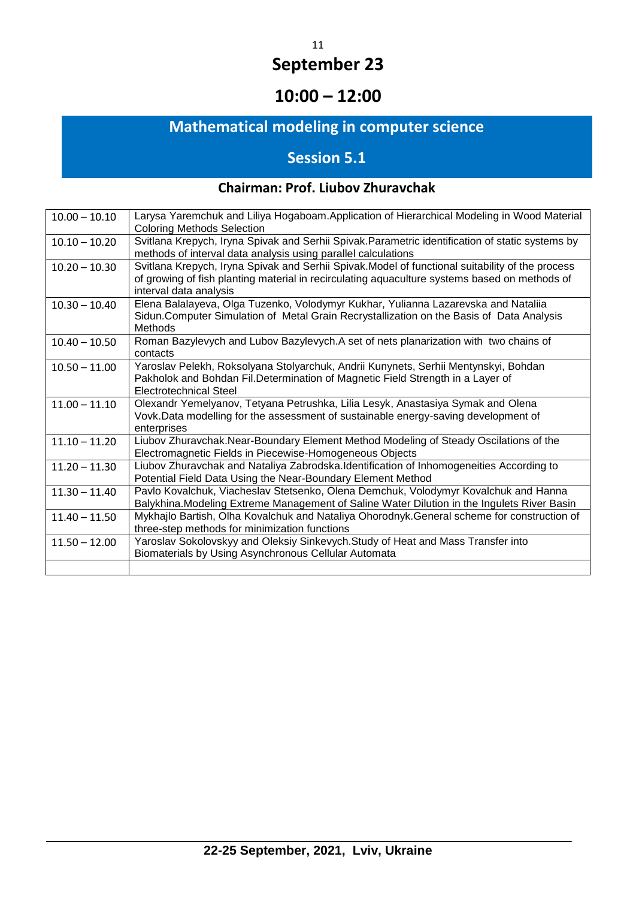# September 23

## 10:00 – 12:00

## Mathematical modeling in computer science

### Session 5.1

**Chairman: Prof. Liubov Zhuravchak**

| Time | Presentation |
|---|---|
| 10.00 – 10.10 | Larysa Yaremchuk and Liliya Hogaboam.Application of Hierarchical Modeling in Wood Material Coloring Methods Selection |
| 10.10 – 10.20 | Svitlana Krepych, Iryna Spivak and Serhii Spivak.Parametric identification of static systems by methods of interval data analysis using parallel calculations |
| 10.20 – 10.30 | Svitlana Krepych, Iryna Spivak and Serhii Spivak.Model of functional suitability of the process of growing of fish planting material in recirculating aquaculture systems based on methods of interval data analysis |
| 10.30 – 10.40 | Elena Balalayeva, Olga Tuzenko, Volodymyr Kukhar, Yulianna Lazarevska and Nataliia Sidun.Computer Simulation of Metal Grain Recrystallization on the Basis of Data Analysis Methods |
| 10.40 – 10.50 | Roman Bazylevych and Lubov Bazylevych.A set of nets planarization with two chains of contacts |
| 10.50 – 11.00 | Yaroslav Pelekh, Roksolyana Stolyarchuk, Andrii Kunynets, Serhii Mentynskyi, Bohdan Pakholok and Bohdan Fil.Determination of Magnetic Field Strength in a Layer of Electrotechnical Steel |
| 11.00 – 11.10 | Olexandr Yemelyanov, Tetyana Petrushka, Lilia Lesyk, Anastasiya Symak and Olena Vovk.Data modelling for the assessment of sustainable energy-saving development of enterprises |
| 11.10 – 11.20 | Liubov Zhuravchak.Near-Boundary Element Method Modeling of Steady Oscilations of the Electromagnetic Fields in Piecewise-Homogeneous Objects |
| 11.20 – 11.30 | Liubov Zhuravchak and Nataliya Zabrodska.Identification of Inhomogeneities According to Potential Field Data Using the Near-Boundary Element Method |
| 11.30 – 11.40 | Pavlo Kovalchuk, Viacheslav Stetsenko, Olena Demchuk, Volodymyr Kovalchuk and Hanna Balykhina.Modeling Extreme Management of Saline Water Dilution in the Ingulets River Basin |
| 11.40 – 11.50 | Mykhajlo Bartish, Olha Kovalchuk and Nataliya Ohorodnyk.General scheme for construction of three-step methods for minimization functions |
| 11.50 – 12.00 | Yaroslav Sokolovskyy and Oleksiy Sinkevych.Study of Heat and Mass Transfer into Biomaterials by Using Asynchronous Cellular Automata |
| | |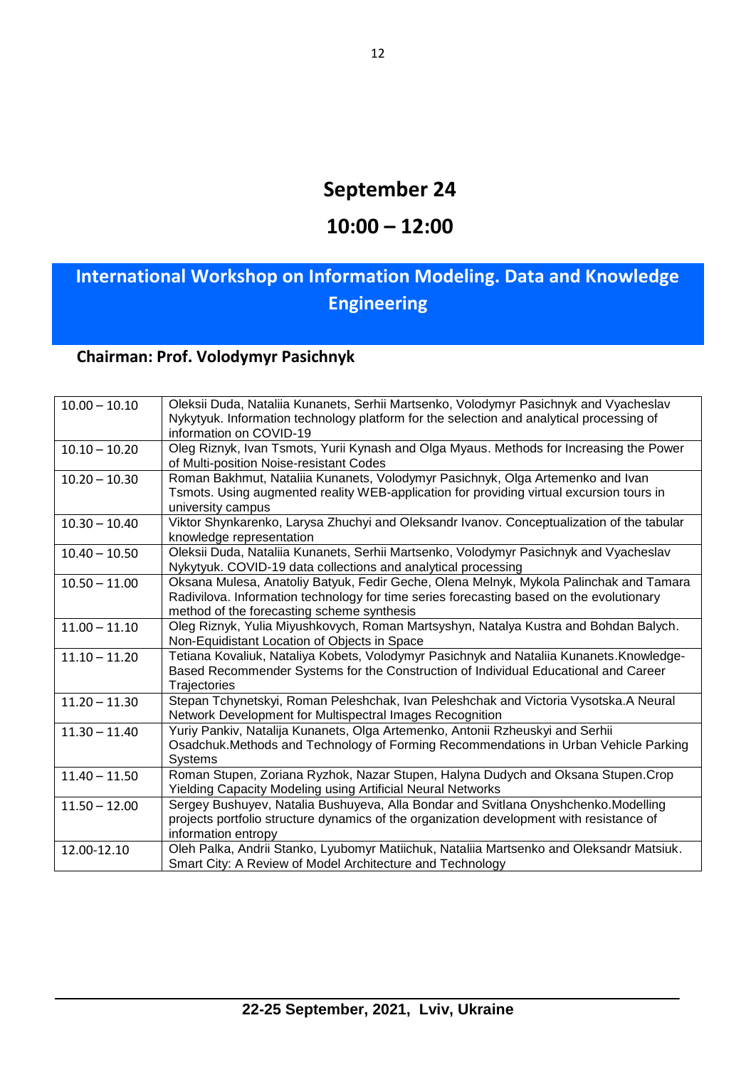## September 24

## 10:00 – 12:00

# International Workshop on Information Modeling. Data and Knowledge Engineering

### Chairman: Prof. Volodymyr Pasichnyk

| | |
|---|---|
| 10.00 – 10.10 | Oleksii Duda, Nataliia Kunanets, Serhii Martsenko, Volodymyr Pasichnyk and Vyacheslav Nykytyuk. Information technology platform for the selection and analytical processing of information on COVID-19 |
| 10.10 – 10.20 | Oleg Riznyk, Ivan Tsmots, Yurii Kynash and Olga Myaus. Methods for Increasing the Power of Multi-position Noise-resistant Codes |
| 10.20 – 10.30 | Roman Bakhmut, Nataliia Kunanets, Volodymyr Pasichnyk, Olga Artemenko and Ivan Tsmots. Using augmented reality WEB-application for providing virtual excursion tours in university campus |
| 10.30 – 10.40 | Viktor Shynkarenko, Larysa Zhuchyi and Oleksandr Ivanov. Conceptualization of the tabular knowledge representation |
| 10.40 – 10.50 | Oleksii Duda, Nataliia Kunanets, Serhii Martsenko, Volodymyr Pasichnyk and Vyacheslav Nykytyuk. COVID-19 data collections and analytical processing |
| 10.50 – 11.00 | Oksana Mulesa, Anatoliy Batyuk, Fedir Geche, Olena Melnyk, Mykola Palinchak and Tamara Radivilova. Information technology for time series forecasting based on the evolutionary method of the forecasting scheme synthesis |
| 11.00 – 11.10 | Oleg Riznyk, Yulia Miyushkovych, Roman Martsyshyn, Natalya Kustra and Bohdan Balych. Non-Equidistant Location of Objects in Space |
| 11.10 – 11.20 | Tetiana Kovaliuk, Nataliya Kobets, Volodymyr Pasichnyk and Nataliia Kunanets.Knowledge-Based Recommender Systems for the Construction of Individual Educational and Career Trajectories |
| 11.20 – 11.30 | Stepan Tchynetskyi, Roman Peleshchak, Ivan Peleshchak and Victoria Vysotska.A Neural Network Development for Multispectral Images Recognition |
| 11.30 – 11.40 | Yuriy Pankiv, Natalija Kunanets, Olga Artemenko, Antonii Rzheuskyi and Serhii Osadchuk.Methods and Technology of Forming Recommendations in Urban Vehicle Parking Systems |
| 11.40 – 11.50 | Roman Stupen, Zoriana Ryzhok, Nazar Stupen, Halyna Dudych and Oksana Stupen.Crop Yielding Capacity Modeling using Artificial Neural Networks |
| 11.50 – 12.00 | Sergey Bushuyev, Natalia Bushuyeva, Alla Bondar and Svitlana Onyshchenko.Modelling projects portfolio structure dynamics of the organization development with resistance of information entropy |
| 12.00-12.10 | Oleh Palka, Andrii Stanko, Lyubomyr Matiichuk, Nataliia Martsenko and Oleksandr Matsiuk. Smart City: A Review of Model Architecture and Technology |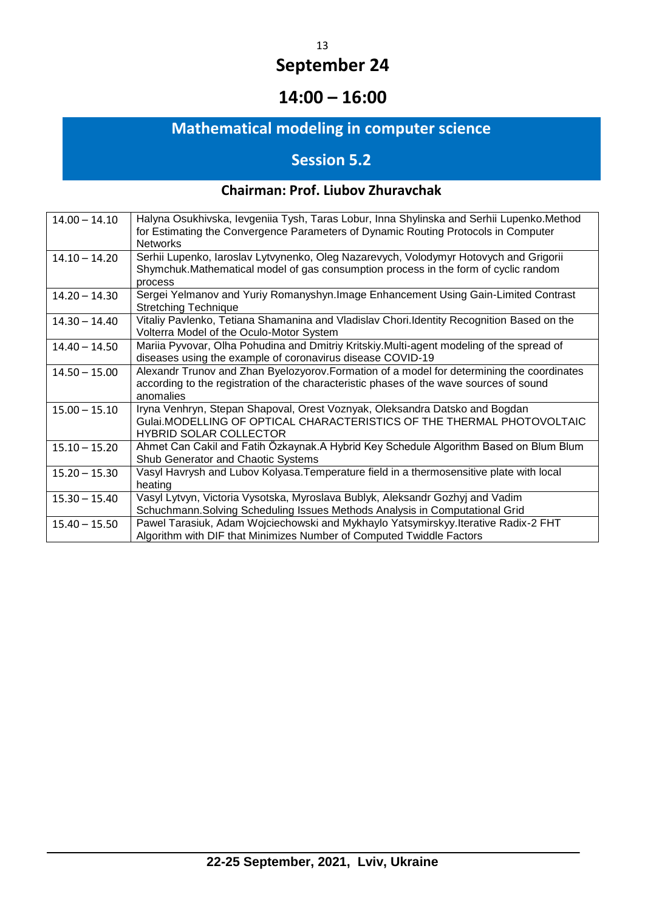# September 24

## 14:00 – 16:00

## Mathematical modeling in computer science

## Session 5.2

### Chairman: Prof. Liubov Zhuravchak

| | |
|---|---|
| 14.00 – 14.10 | Halyna Osukhivska, Ievgeniia Tysh, Taras Lobur, Inna Shylinska and Serhii Lupenko.Method for Estimating the Convergence Parameters of Dynamic Routing Protocols in Computer Networks |
| 14.10 – 14.20 | Serhii Lupenko, Iaroslav Lytvynenko, Oleg Nazarevych, Volodymyr Hotovych and Grigorii Shymchuk.Mathematical model of gas consumption process in the form of cyclic random process |
| 14.20 – 14.30 | Sergei Yelmanov and Yuriy Romanyshyn.Image Enhancement Using Gain-Limited Contrast Stretching Technique |
| 14.30 – 14.40 | Vitaliy Pavlenko, Tetiana Shamanina and Vladislav Chori.Identity Recognition Based on the Volterra Model of the Oculo-Motor System |
| 14.40 – 14.50 | Mariia Pyvovar, Olha Pohudina and Dmitriy Kritskiy.Multi-agent modeling of the spread of diseases using the example of coronavirus disease COVID-19 |
| 14.50 – 15.00 | Alexandr Trunov and Zhan Byelozyorov.Formation of a model for determining the coordinates according to the registration of the characteristic phases of the wave sources of sound anomalies |
| 15.00 – 15.10 | Iryna Venhryn, Stepan Shapoval, Orest Voznyak, Oleksandra Datsko and Bogdan Gulai.MODELLING OF OPTICAL CHARACTERISTICS OF THE THERMAL PHOTOVOLTAIC HYBRID SOLAR COLLECTOR |
| 15.10 – 15.20 | Ahmet Can Cakil and Fatih Özkaynak.A Hybrid Key Schedule Algorithm Based on Blum Blum Shub Generator and Chaotic Systems |
| 15.20 – 15.30 | Vasyl Havrysh and Lubov Kolyasa.Temperature field in a thermosensitive plate with local heating |
| 15.30 – 15.40 | Vasyl Lytvyn, Victoria Vysotska, Myroslava Bublyk, Aleksandr Gozhyj and Vadim Schuchmann.Solving Scheduling Issues Methods Analysis in Computational Grid |
| 15.40 – 15.50 | Pawel Tarasiuk, Adam Wojciechowski and Mykhaylo Yatsymirskyy.Iterative Radix-2 FHT Algorithm with DIF that Minimizes Number of Computed Twiddle Factors |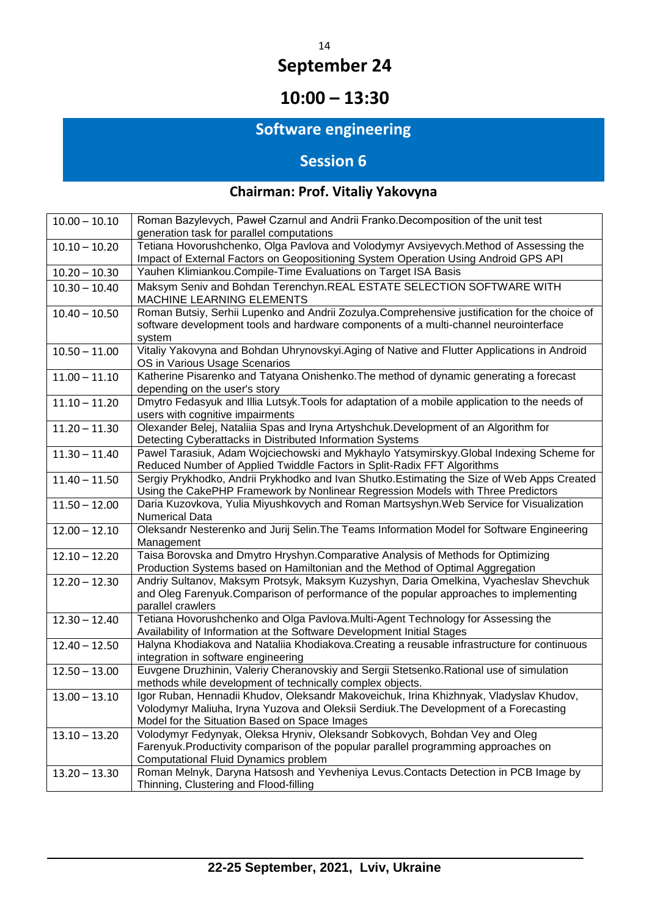# September 24

## 10:00 – 13:30

## Software engineering

## Session 6

### Chairman: Prof. Vitaliy Yakovyna

| | |
|---|---|
| 10.00 – 10.10 | Roman Bazylevych, Paweł Czarnul and Andrii Franko.Decomposition of the unit test generation task for parallel computations |
| 10.10 – 10.20 | Tetiana Hovorushchenko, Olga Pavlova and Volodymyr Avsiyevych.Method of Assessing the Impact of External Factors on Geopositioning System Operation Using Android GPS API |
| 10.20 – 10.30 | Yauhen Klimiankou.Compile-Time Evaluations on Target ISA Basis |
| 10.30 – 10.40 | Maksym Seniv and Bohdan Terenchyn.REAL ESTATE SELECTION SOFTWARE WITH MACHINE LEARNING ELEMENTS |
| 10.40 – 10.50 | Roman Butsiy, Serhii Lupenko and Andrii Zozulya.Comprehensive justification for the choice of software development tools and hardware components of a multi-channel neurointerface system |
| 10.50 – 11.00 | Vitaliy Yakovyna and Bohdan Uhrynovskyi.Aging of Native and Flutter Applications in Android OS in Various Usage Scenarios |
| 11.00 – 11.10 | Katherine Pisarenko and Tatyana Onishenko.The method of dynamic generating a forecast depending on the user's story |
| 11.10 – 11.20 | Dmytro Fedasyuk and Illia Lutsyk.Tools for adaptation of a mobile application to the needs of users with cognitive impairments |
| 11.20 – 11.30 | Olexander Belej, Nataliia Spas and Iryna Artyshchuk.Development of an Algorithm for Detecting Cyberattacks in Distributed Information Systems |
| 11.30 – 11.40 | Pawel Tarasiuk, Adam Wojciechowski and Mykhaylo Yatsymirskyy.Global Indexing Scheme for Reduced Number of Applied Twiddle Factors in Split-Radix FFT Algorithms |
| 11.40 – 11.50 | Sergiy Prykhodko, Andrii Prykhodko and Ivan Shutko.Estimating the Size of Web Apps Created Using the CakePHP Framework by Nonlinear Regression Models with Three Predictors |
| 11.50 – 12.00 | Daria Kuzovkova, Yulia Miyushkovych and Roman Martsyshyn.Web Service for Visualization Numerical Data |
| 12.00 – 12.10 | Oleksandr Nesterenko and Jurij Selin.The Teams Information Model for Software Engineering Management |
| 12.10 – 12.20 | Taisa Borovska and Dmytro Hryshyn.Comparative Analysis of Methods for Optimizing Production Systems based on Hamiltonian and the Method of Optimal Aggregation |
| 12.20 – 12.30 | Andriy Sultanov, Maksym Protsyk, Maksym Kuzyshyn, Daria Omelkina, Vyacheslav Shevchuk and Oleg Farenyuk.Comparison of performance of the popular approaches to implementing parallel crawlers |
| 12.30 – 12.40 | Tetiana Hovorushchenko and Olga Pavlova.Multi-Agent Technology for Assessing the Availability of Information at the Software Development Initial Stages |
| 12.40 – 12.50 | Halyna Khodiakova and Nataliia Khodiakova.Creating a reusable infrastructure for continuous integration in software engineering |
| 12.50 – 13.00 | Euvgene Druzhinin, Valeriy Cheranovskiy and Sergii Stetsenko.Rational use of simulation methods while development of technically complex objects. |
| 13.00 – 13.10 | Igor Ruban, Hennadii Khudov, Oleksandr Makoveichuk, Irina Khizhnyak, Vladyslav Khudov, Volodymyr Maliuha, Iryna Yuzova and Oleksii Serdiuk.The Development of a Forecasting Model for the Situation Based on Space Images |
| 13.10 – 13.20 | Volodymyr Fedynyak, Oleksa Hryniv, Oleksandr Sobkovych, Bohdan Vey and Oleg Farenyuk.Productivity comparison of the popular parallel programming approaches on Computational Fluid Dynamics problem |
| 13.20 – 13.30 | Roman Melnyk, Daryna Hatsosh and Yevheniya Levus.Contacts Detection in PCB Image by Thinning, Clustering and Flood-filling |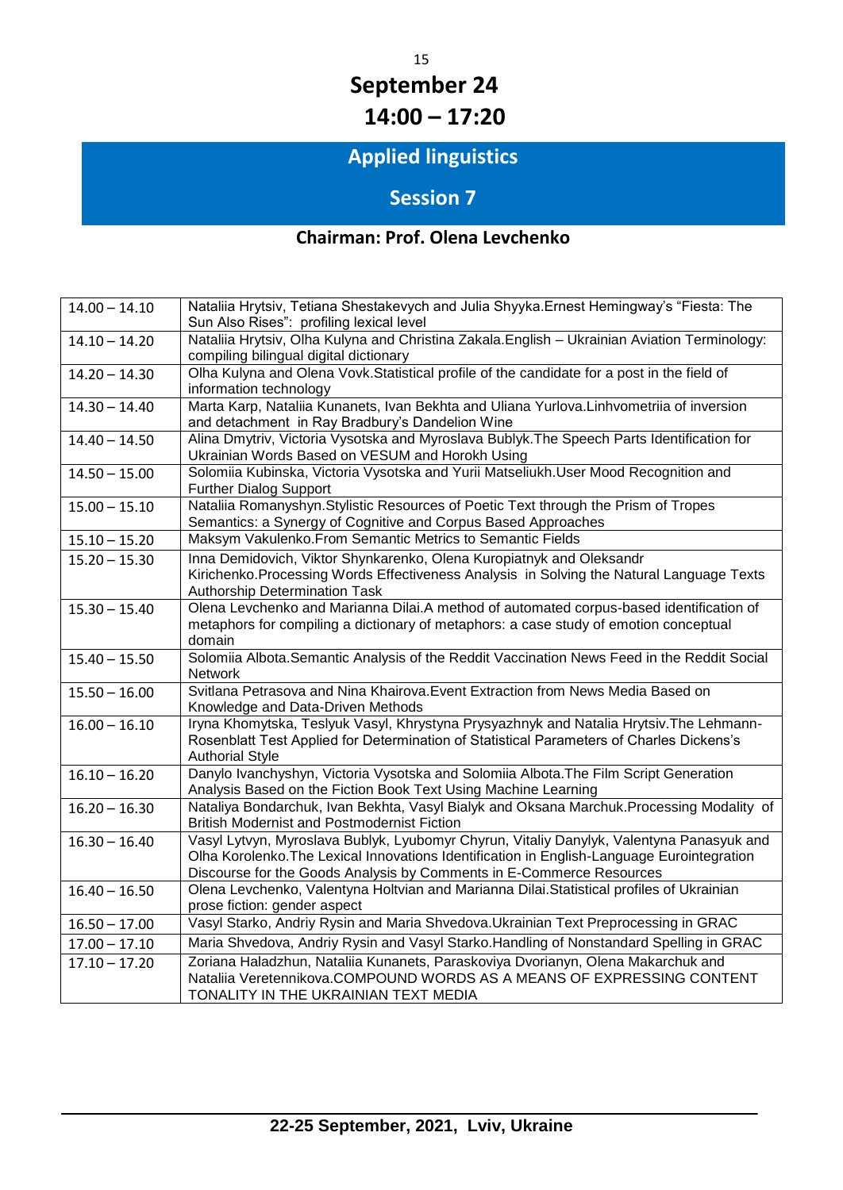# September 24

# 14:00 – 17:20

## Applied linguistics

## Session 7

### Chairman: Prof. Olena Levchenko

| | |
|---|---|
| 14.00 – 14.10 | Nataliia Hrytsiv, Tetiana Shestakevych and Julia Shyyka.Ernest Hemingway's "Fiesta: The Sun Also Rises": profiling lexical level |
| 14.10 – 14.20 | Nataliia Hrytsiv, Olha Kulyna and Christina Zakala.English – Ukrainian Aviation Terminology: compiling bilingual digital dictionary |
| 14.20 – 14.30 | Olha Kulyna and Olena Vovk.Statistical profile of the candidate for a post in the field of information technology |
| 14.30 – 14.40 | Marta Karp, Nataliia Kunanets, Ivan Bekhta and Uliana Yurlova.Linhvometriia of inversion and detachment in Ray Bradbury's Dandelion Wine |
| 14.40 – 14.50 | Alina Dmytriv, Victoria Vysotska and Myroslava Bublyk.The Speech Parts Identification for Ukrainian Words Based on VESUM and Horokh Using |
| 14.50 – 15.00 | Solomiia Kubinska, Victoria Vysotska and Yurii Matseliukh.User Mood Recognition and Further Dialog Support |
| 15.00 – 15.10 | Nataliia Romanyshyn.Stylistic Resources of Poetic Text through the Prism of Tropes Semantics: a Synergy of Cognitive and Corpus Based Approaches |
| 15.10 – 15.20 | Maksym Vakulenko.From Semantic Metrics to Semantic Fields |
| 15.20 – 15.30 | Inna Demidovich, Viktor Shynkarenko, Olena Kuropiatnyk and Oleksandr Kirichenko.Processing Words Effectiveness Analysis in Solving the Natural Language Texts Authorship Determination Task |
| 15.30 – 15.40 | Olena Levchenko and Marianna Dilai.A method of automated corpus-based identification of metaphors for compiling a dictionary of metaphors: a case study of emotion conceptual domain |
| 15.40 – 15.50 | Solomiia Albota.Semantic Analysis of the Reddit Vaccination News Feed in the Reddit Social Network |
| 15.50 – 16.00 | Svitlana Petrasova and Nina Khairova.Event Extraction from News Media Based on Knowledge and Data-Driven Methods |
| 16.00 – 16.10 | Iryna Khomytska, Teslyuk Vasyl, Khrystyna Prysyazhnyk and Natalia Hrytsiv.The Lehmann-Rosenblatt Test Applied for Determination of Statistical Parameters of Charles Dickens's Authorial Style |
| 16.10 – 16.20 | Danylo Ivanchyshyn, Victoria Vysotska and Solomiia Albota.The Film Script Generation Analysis Based on the Fiction Book Text Using Machine Learning |
| 16.20 – 16.30 | Nataliya Bondarchuk, Ivan Bekhta, Vasyl Bialyk and Oksana Marchuk.Processing Modality of British Modernist and Postmodernist Fiction |
| 16.30 – 16.40 | Vasyl Lytvyn, Myroslava Bublyk, Lyubomyr Chyrun, Vitaliy Danylyk, Valentyna Panasyuk and Olha Korolenko.The Lexical Innovations Identification in English-Language Eurointegration Discourse for the Goods Analysis by Comments in E-Commerce Resources |
| 16.40 – 16.50 | Olena Levchenko, Valentyna Holtvian and Marianna Dilai.Statistical profiles of Ukrainian prose fiction: gender aspect |
| 16.50 – 17.00 | Vasyl Starko, Andriy Rysin and Maria Shvedova.Ukrainian Text Preprocessing in GRAC |
| 17.00 – 17.10 | Maria Shvedova, Andriy Rysin and Vasyl Starko.Handling of Nonstandard Spelling in GRAC |
| 17.10 – 17.20 | Zoriana Haladzhun, Nataliia Kunanets, Paraskoviya Dvorianyn, Olena Makarchuk and Nataliia Veretennikova.COMPOUND WORDS AS A MEANS OF EXPRESSING CONTENT TONALITY IN THE UKRAINIAN TEXT MEDIA |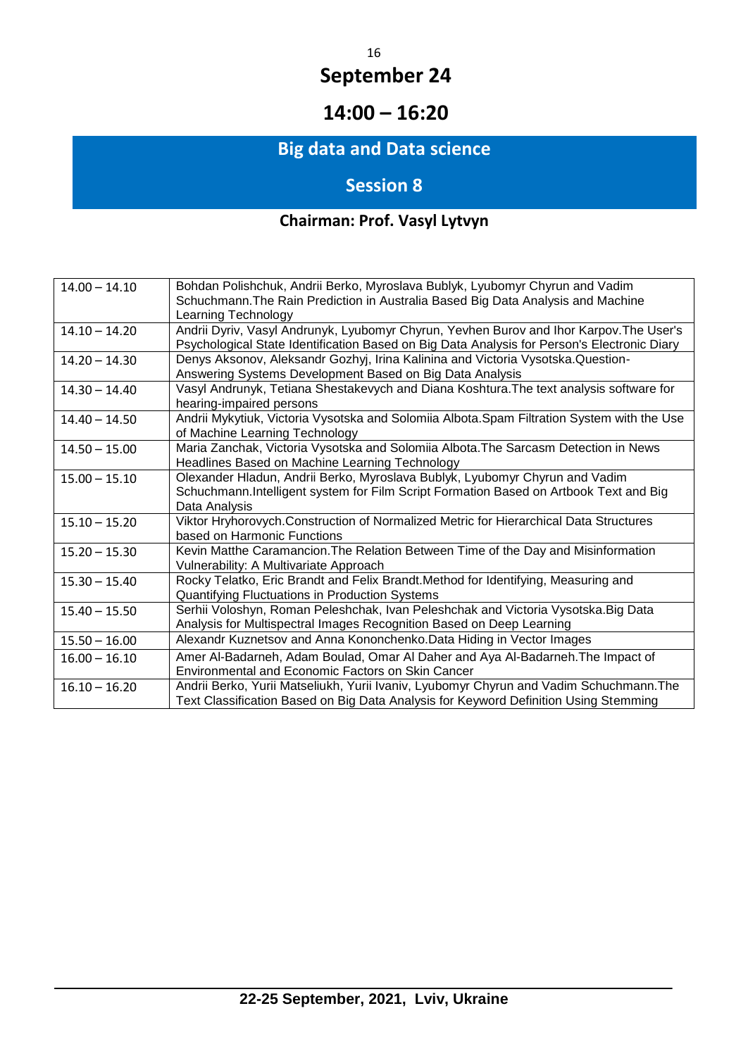# September 24

## 14:00 – 16:20

## Big data and Data science

## Session 8

**Chairman: Prof. Vasyl Lytvyn**

| | |
|---|---|
| 14.00 – 14.10 | Bohdan Polishchuk, Andrii Berko, Myroslava Bublyk, Lyubomyr Chyrun and Vadim Schuchmann.The Rain Prediction in Australia Based Big Data Analysis and Machine Learning Technology |
| 14.10 – 14.20 | Andrii Dyriv, Vasyl Andrunyk, Lyubomyr Chyrun, Yevhen Burov and Ihor Karpov.The User's Psychological State Identification Based on Big Data Analysis for Person's Electronic Diary |
| 14.20 – 14.30 | Denys Aksonov, Aleksandr Gozhyj, Irina Kalinina and Victoria Vysotska.Question-Answering Systems Development Based on Big Data Analysis |
| 14.30 – 14.40 | Vasyl Andrunyk, Tetiana Shestakevych and Diana Koshtura.The text analysis software for hearing-impaired persons |
| 14.40 – 14.50 | Andrii Mykytiuk, Victoria Vysotska and Solomiia Albota.Spam Filtration System with the Use of Machine Learning Technology |
| 14.50 – 15.00 | Maria Zanchak, Victoria Vysotska and Solomiia Albota.The Sarcasm Detection in News Headlines Based on Machine Learning Technology |
| 15.00 – 15.10 | Olexander Hladun, Andrii Berko, Myroslava Bublyk, Lyubomyr Chyrun and Vadim Schuchmann.Intelligent system for Film Script Formation Based on Artbook Text and Big Data Analysis |
| 15.10 – 15.20 | Viktor Hryhorovych.Construction of Normalized Metric for Hierarchical Data Structures based on Harmonic Functions |
| 15.20 – 15.30 | Kevin Matthe Caramancion.The Relation Between Time of the Day and Misinformation Vulnerability: A Multivariate Approach |
| 15.30 – 15.40 | Rocky Telatko, Eric Brandt and Felix Brandt.Method for Identifying, Measuring and Quantifying Fluctuations in Production Systems |
| 15.40 – 15.50 | Serhii Voloshyn, Roman Peleshchak, Ivan Peleshchak and Victoria Vysotska.Big Data Analysis for Multispectral Images Recognition Based on Deep Learning |
| 15.50 – 16.00 | Alexandr Kuznetsov and Anna Kononchenko.Data Hiding in Vector Images |
| 16.00 – 16.10 | Amer Al-Badarneh, Adam Boulad, Omar Al Daher and Aya Al-Badarneh.The Impact of Environmental and Economic Factors on Skin Cancer |
| 16.10 – 16.20 | Andrii Berko, Yurii Matseliukh, Yurii Ivaniv, Lyubomyr Chyrun and Vadim Schuchmann.The Text Classification Based on Big Data Analysis for Keyword Definition Using Stemming |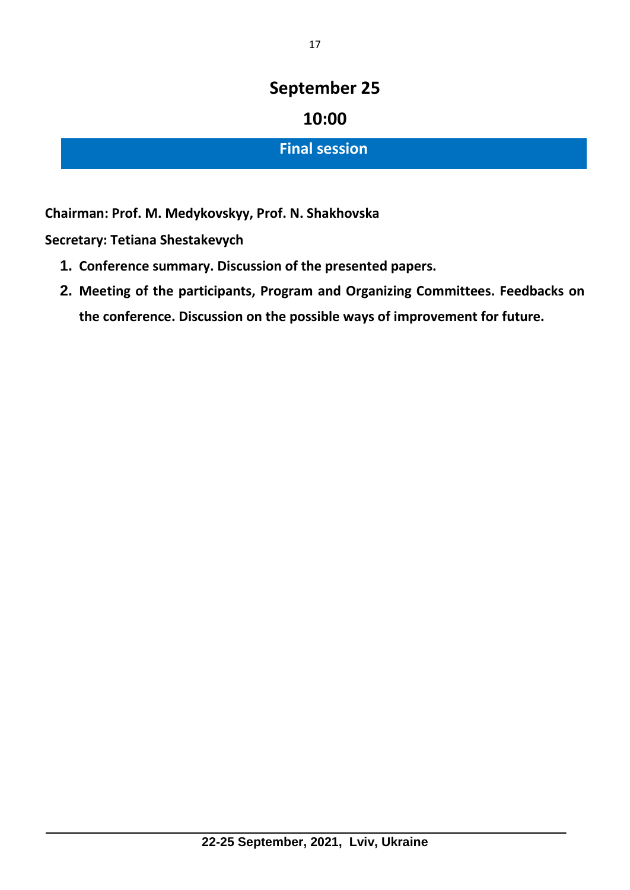## September 25

## 10:00

### Final session

**Chairman: Prof. M. Medykovskyy, Prof. N. Shakhovska**

**Secretary: Tetiana Shestakevych**

1. **Conference summary. Discussion of the presented papers.**
2. **Meeting of the participants, Program and Organizing Committees. Feedbacks on the conference. Discussion on the possible ways of improvement for future.**